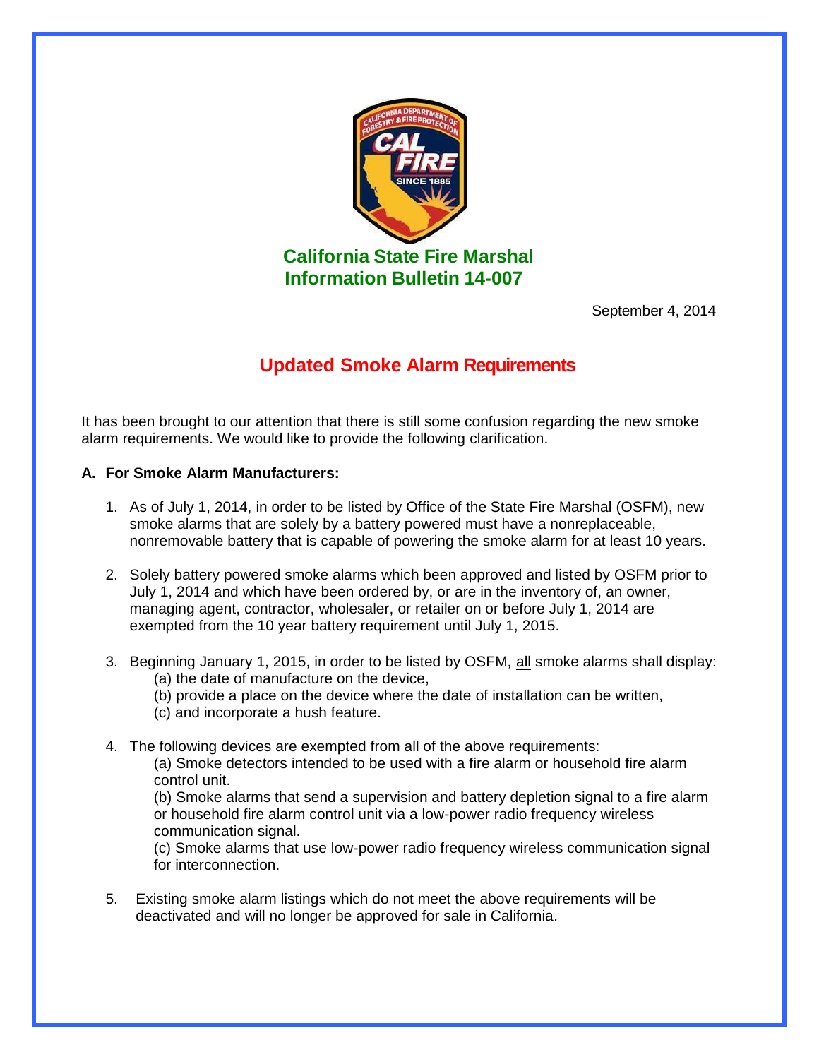# California State Fire Marshal
## Information Bulletin 14-007

September 4, 2014

## Updated Smoke Alarm Requirements

It has been brought to our attention that there is still some confusion regarding the new smoke alarm requirements. We would like to provide the following clarification.

**A. For Smoke Alarm Manufacturers:**

1. As of July 1, 2014, in order to be listed by Office of the State Fire Marshal (OSFM), new smoke alarms that are solely by a battery powered must have a nonreplaceable, nonremovable battery that is capable of powering the smoke alarm for at least 10 years.

2. Solely battery powered smoke alarms which been approved and listed by OSFM prior to July 1, 2014 and which have been ordered by, or are in the inventory of, an owner, managing agent, contractor, wholesaler, or retailer on or before July 1, 2014 are exempted from the 10 year battery requirement until July 1, 2015.

3. Beginning January 1, 2015, in order to be listed by OSFM, <u>all</u> smoke alarms shall display:
   (a) the date of manufacture on the device,
   (b) provide a place on the device where the date of installation can be written,
   (c) and incorporate a hush feature.

4. The following devices are exempted from all of the above requirements:
   (a) Smoke detectors intended to be used with a fire alarm or household fire alarm control unit.
   (b) Smoke alarms that send a supervision and battery depletion signal to a fire alarm or household fire alarm control unit via a low-power radio frequency wireless communication signal.
   (c) Smoke alarms that use low-power radio frequency wireless communication signal for interconnection.

5. Existing smoke alarm listings which do not meet the above requirements will be deactivated and will no longer be approved for sale in California.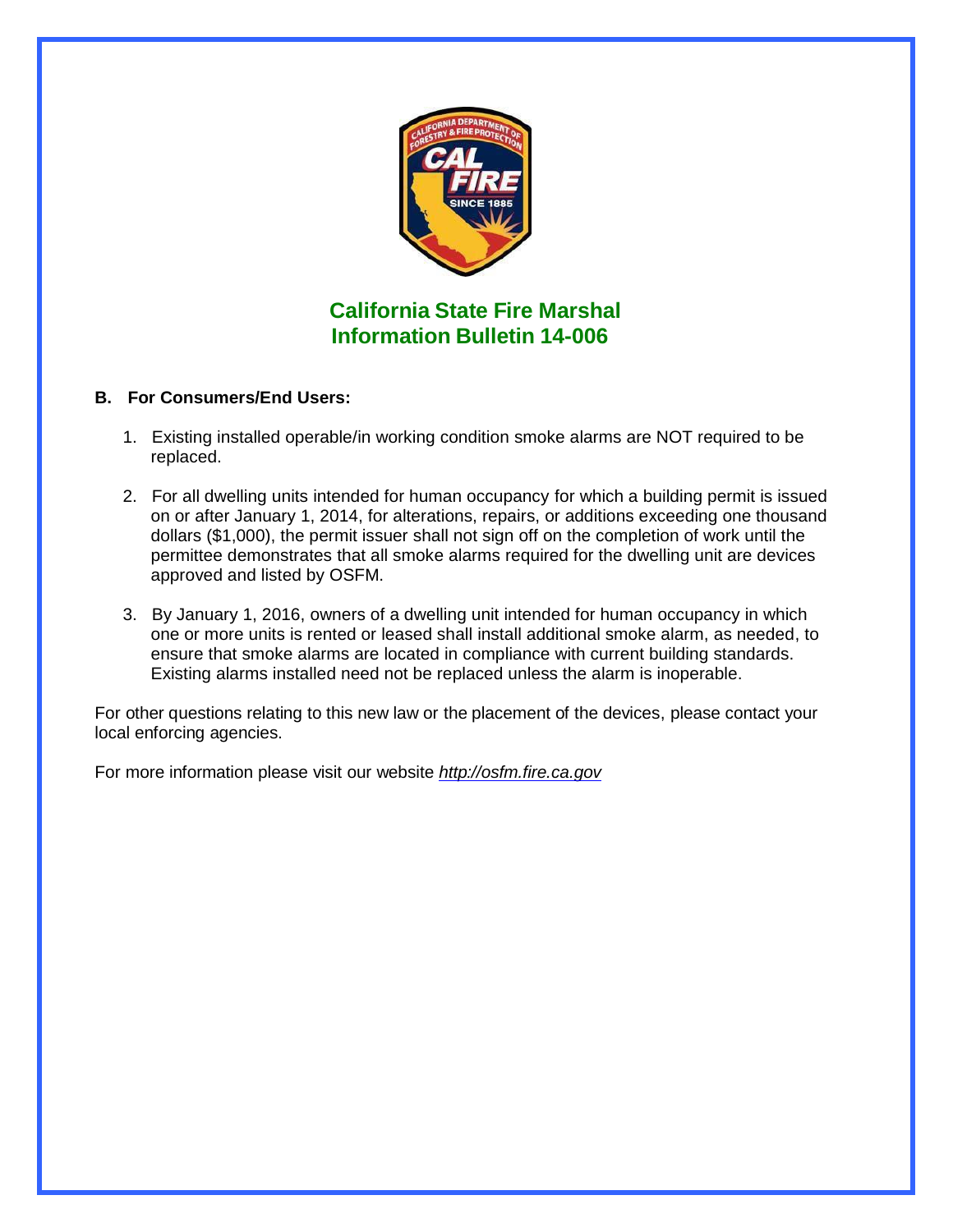## California State Fire Marshal
## Information Bulletin 14-006

**B. For Consumers/End Users:**

1. Existing installed operable/in working condition smoke alarms are NOT required to be replaced.

2. For all dwelling units intended for human occupancy for which a building permit is issued on or after January 1, 2014, for alterations, repairs, or additions exceeding one thousand dollars ($1,000), the permit issuer shall not sign off on the completion of work until the permittee demonstrates that all smoke alarms required for the dwelling unit are devices approved and listed by OSFM.

3. By January 1, 2016, owners of a dwelling unit intended for human occupancy in which one or more units is rented or leased shall install additional smoke alarm, as needed, to ensure that smoke alarms are located in compliance with current building standards. Existing alarms installed need not be replaced unless the alarm is inoperable.

For other questions relating to this new law or the placement of the devices, please contact your local enforcing agencies.

For more information please visit our website *http://osfm.fire.ca.gov*